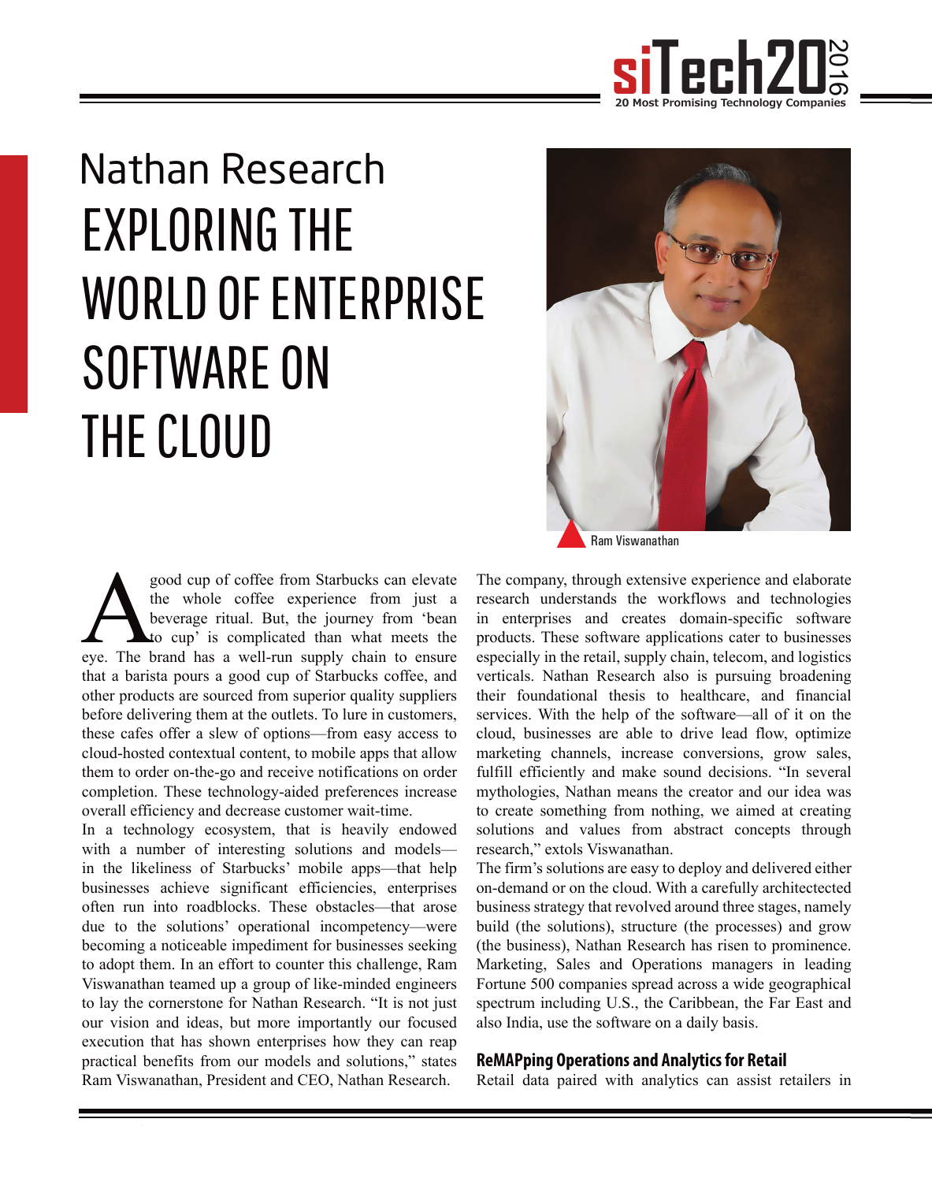# Nathan Research

# EXPLORING THE WORLD OF ENTERPRISE SOFTWARE ON THE CLOUD

Ram Viswanathan

A good cup of coffee from Starbucks can elevate the whole coffee experience from just a beverage ritual. But, the journey from 'bean to cup' is complicated than what meets the eye. The brand has a well-run supply chain to ensure that a barista pours a good cup of Starbucks coffee, and other products are sourced from superior quality suppliers before delivering them at the outlets. To lure in customers, these cafes offer a slew of options—from easy access to cloud-hosted contextual content, to mobile apps that allow them to order on-the-go and receive notifications on order completion. These technology-aided preferences increase overall efficiency and decrease customer wait-time.

In a technology ecosystem, that is heavily endowed with a number of interesting solutions and models—in the likeliness of Starbucks' mobile apps—that help businesses achieve significant efficiencies, enterprises often run into roadblocks. These obstacles—that arose due to the solutions' operational incompetency—were becoming a noticeable impediment for businesses seeking to adopt them. In an effort to counter this challenge, Ram Viswanathan teamed up a group of like-minded engineers to lay the cornerstone for Nathan Research. "It is not just our vision and ideas, but more importantly our focused execution that has shown enterprises how they can reap practical benefits from our models and solutions," states Ram Viswanathan, President and CEO, Nathan Research.

The company, through extensive experience and elaborate research understands the workflows and technologies in enterprises and creates domain-specific software products. These software applications cater to businesses especially in the retail, supply chain, telecom, and logistics verticals. Nathan Research also is pursuing broadening their foundational thesis to healthcare, and financial services. With the help of the software—all of it on the cloud, businesses are able to drive lead flow, optimize marketing channels, increase conversions, grow sales, fulfill efficiently and make sound decisions. "In several mythologies, Nathan means the creator and our idea was to create something from nothing, we aimed at creating solutions and values from abstract concepts through research," extols Viswanathan.

The firm's solutions are easy to deploy and delivered either on-demand or on the cloud. With a carefully architectected business strategy that revolved around three stages, namely build (the solutions), structure (the processes) and grow (the business), Nathan Research has risen to prominence. Marketing, Sales and Operations managers in leading Fortune 500 companies spread across a wide geographical spectrum including U.S., the Caribbean, the Far East and also India, use the software on a daily basis.

## ReMAPping Operations and Analytics for Retail

Retail data paired with analytics can assist retailers in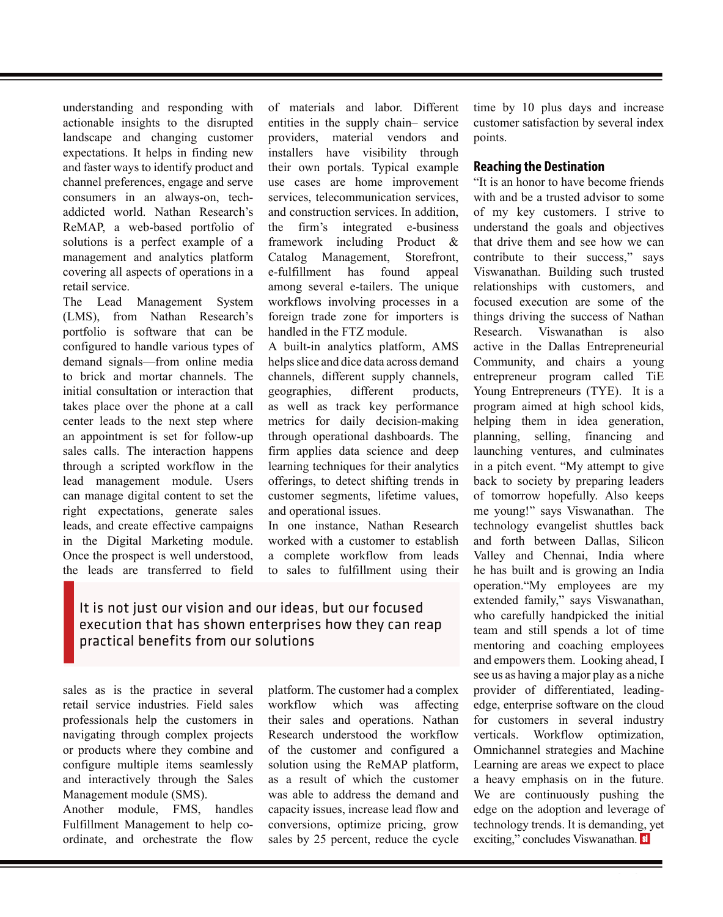understanding and responding with actionable insights to the disrupted landscape and changing customer expectations. It helps in finding new and faster ways to identify product and channel preferences, engage and serve consumers in an always-on, tech-addicted world. Nathan Research's ReMAP, a web-based portfolio of solutions is a perfect example of a management and analytics platform covering all aspects of operations in a retail service.

The Lead Management System (LMS), from Nathan Research's portfolio is software that can be configured to handle various types of demand signals—from online media to brick and mortar channels. The initial consultation or interaction that takes place over the phone at a call center leads to the next step where an appointment is set for follow-up sales calls. The interaction happens through a scripted workflow in the lead management module. Users can manage digital content to set the right expectations, generate sales leads, and create effective campaigns in the Digital Marketing module. Once the prospect is well understood, the leads are transferred to field sales as is the practice in several retail service industries. Field sales professionals help the customers in navigating through complex projects or products where they combine and configure multiple items seamlessly and interactively through the Sales Management module (SMS).

Another module, FMS, handles Fulfillment Management to help co-ordinate, and orchestrate the flow of materials and labor. Different entities in the supply chain– service providers, material vendors and installers have visibility through their own portals. Typical example use cases are home improvement services, telecommunication services, and construction services. In addition, the firm's integrated e-business framework including Product & Catalog Management, Storefront, e-fulfillment has found appeal among several e-tailers. The unique workflows involving processes in a foreign trade zone for importers is handled in the FTZ module.

A built-in analytics platform, AMS helps slice and dice data across demand channels, different supply channels, geographies, different products, as well as track key performance metrics for daily decision-making through operational dashboards. The firm applies data science and deep learning techniques for their analytics offerings, to detect shifting trends in customer segments, lifetime values, and operational issues.

In one instance, Nathan Research worked with a customer to establish a complete workflow from leads to sales to fulfillment using their platform. The customer had a complex workflow which was affecting their sales and operations. Nathan Research understood the workflow of the customer and configured a solution using the ReMAP platform, as a result of which the customer was able to address the demand and capacity issues, increase lead flow and conversions, optimize pricing, grow sales by 25 percent, reduce the cycle time by 10 plus days and increase customer satisfaction by several index points.

> It is not just our vision and our ideas, but our focused execution that has shown enterprises how they can reap practical benefits from our solutions

## Reaching the Destination

"It is an honor to have become friends with and be a trusted advisor to some of my key customers. I strive to understand the goals and objectives that drive them and see how we can contribute to their success," says Viswanathan. Building such trusted relationships with customers, and focused execution are some of the things driving the success of Nathan Research. Viswanathan is also active in the Dallas Entrepreneurial Community, and chairs a young entrepreneur program called TiE Young Entrepreneurs (TYE). It is a program aimed at high school kids, helping them in idea generation, planning, selling, financing and launching ventures, and culminates in a pitch event. "My attempt to give back to society by preparing leaders of tomorrow hopefully. Also keeps me young!" says Viswanathan. The technology evangelist shuttles back and forth between Dallas, Silicon Valley and Chennai, India where he has built and is growing an India operation."My employees are my extended family," says Viswanathan, who carefully handpicked the initial team and still spends a lot of time mentoring and coaching employees and empowers them. Looking ahead, I see us as having a major play as a niche provider of differentiated, leading-edge, enterprise software on the cloud for customers in several industry verticals. Workflow optimization, Omnichannel strategies and Machine Learning are areas we expect to place a heavy emphasis on in the future. We are continuously pushing the edge on the adoption and leverage of technology trends. It is demanding, yet exciting," concludes Viswanathan.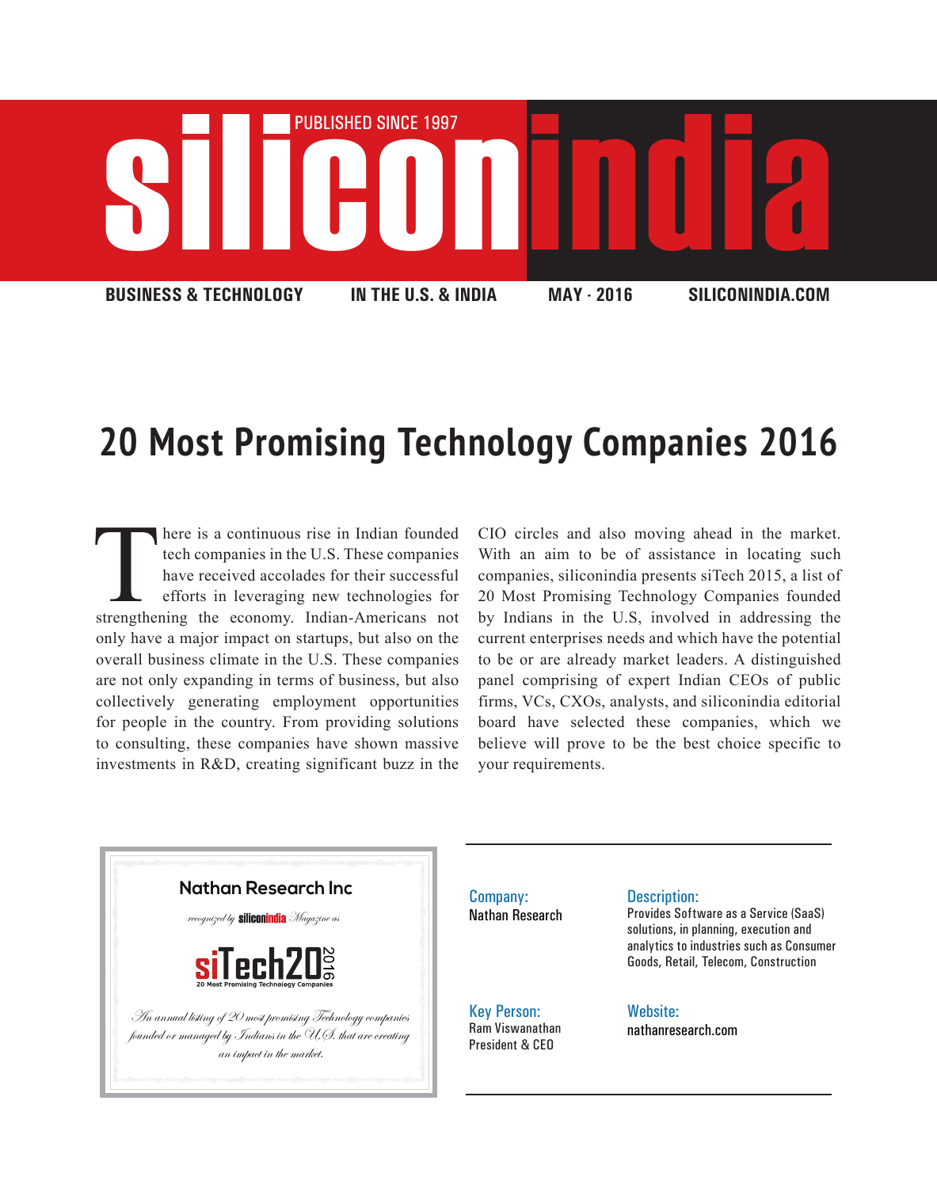# siliconindia

PUBLISHED SINCE 1997

**BUSINESS & TECHNOLOGY** **IN THE U.S. & INDIA** **MAY - 2016** **SILICONINDIA.COM**

## 20 Most Promising Technology Companies 2016

There is a continuous rise in Indian founded tech companies in the U.S. These companies have received accolades for their successful efforts in leveraging new technologies for strengthening the economy. Indian-Americans not only have a major impact on startups, but also on the overall business climate in the U.S. These companies are not only expanding in terms of business, but also collectively generating employment opportunities for people in the country. From providing solutions to consulting, these companies have shown massive investments in R&D, creating significant buzz in the CIO circles and also moving ahead in the market. With an aim to be of assistance in locating such companies, siliconindia presents siTech 2015, a list of 20 Most Promising Technology Companies founded by Indians in the U.S, involved in addressing the current enterprises needs and which have the potential to be or are already market leaders. A distinguished panel comprising of expert Indian CEOs of public firms, VCs, CXOs, analysts, and siliconindia editorial board have selected these companies, which we believe will prove to be the best choice specific to your requirements.

**Nathan Research Inc**

*recognized by siliconindia Magazine as*

**siTech20 2016**
20 Most Promising Technology Companies

*An annual listing of 20 most promising Technology companies founded or managed by Indians in the U.S. that are creating an impact in the market.*

**Company:**
Nathan Research

**Description:**
Provides Software as a Service (SaaS) solutions, in planning, execution and analytics to industries such as Consumer Goods, Retail, Telecom, Construction

**Key Person:**
Ram Viswanathan
President & CEO

**Website:**
nathanresearch.com